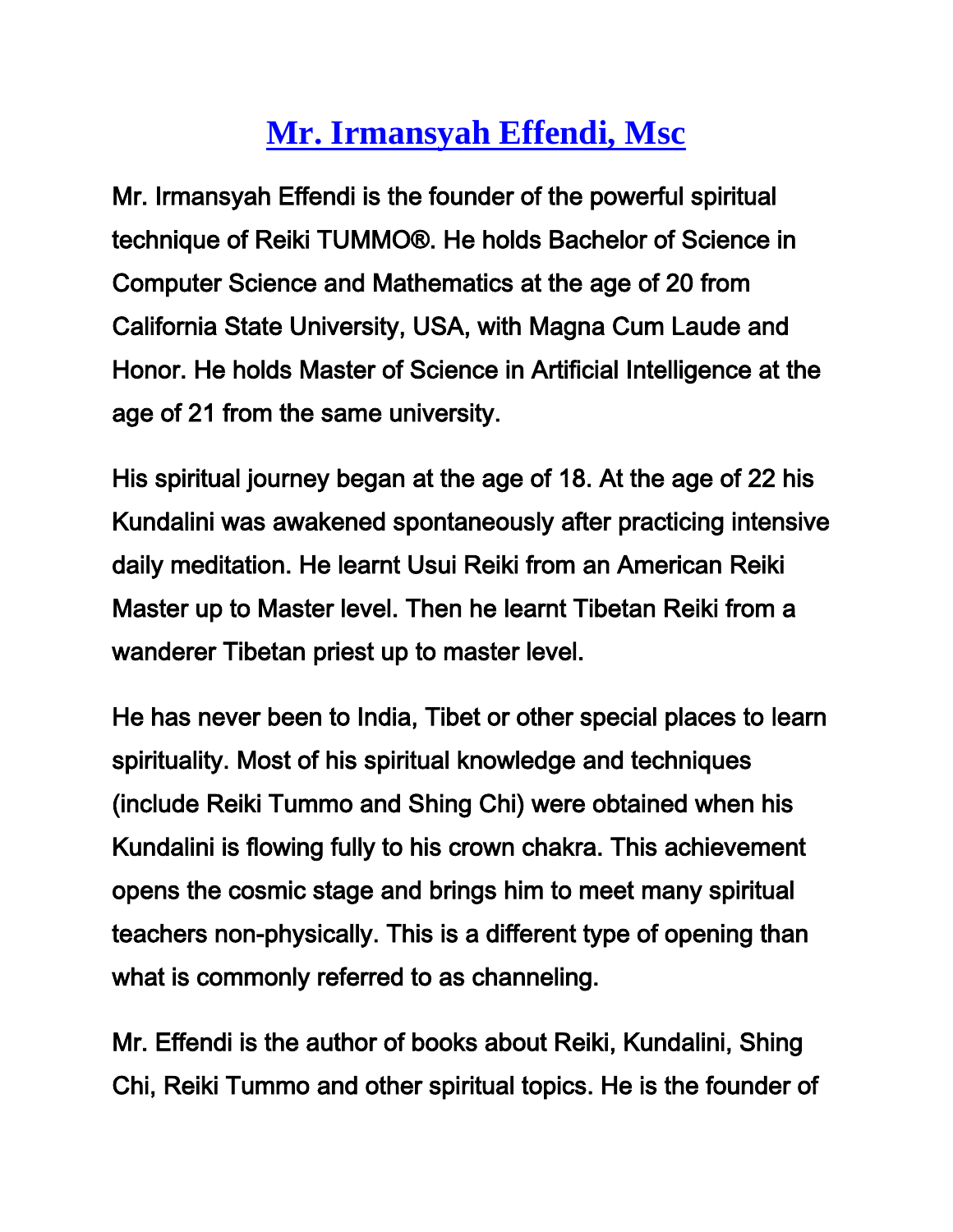# Mr. Irmansyah Effendi, Msc

Mr. Irmansyah Effendi is the founder of the powerful spiritual technique of Reiki TUMMO®. He holds Bachelor of Science in Computer Science and Mathematics at the age of 20 from California State University, USA, with Magna Cum Laude and Honor. He holds Master of Science in Artificial Intelligence at the age of 21 from the same university.

His spiritual journey began at the age of 18. At the age of 22 his Kundalini was awakened spontaneously after practicing intensive daily meditation. He learnt Usui Reiki from an American Reiki Master up to Master level. Then he learnt Tibetan Reiki from a wanderer Tibetan priest up to master level.

He has never been to India, Tibet or other special places to learn spirituality. Most of his spiritual knowledge and techniques (include Reiki Tummo and Shing Chi) were obtained when his Kundalini is flowing fully to his crown chakra. This achievement opens the cosmic stage and brings him to meet many spiritual teachers non-physically. This is a different type of opening than what is commonly referred to as channeling.

Mr. Effendi is the author of books about Reiki, Kundalini, Shing Chi, Reiki Tummo and other spiritual topics. He is the founder of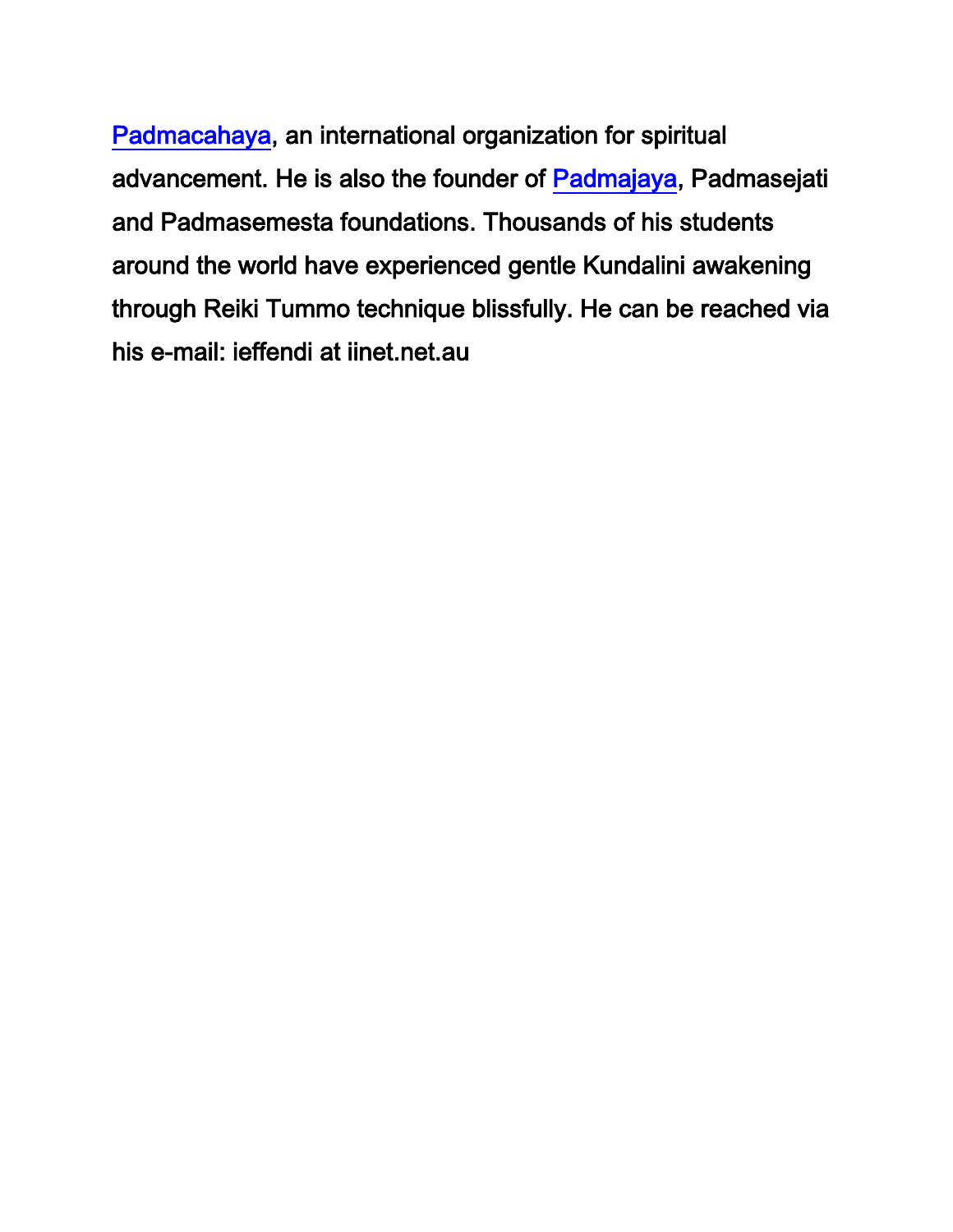Padmacahaya, an international organization for spiritual advancement. He is also the founder of Padmajaya, Padmasejati and Padmasemesta foundations. Thousands of his students around the world have experienced gentle Kundalini awakening through Reiki Tummo technique blissfully. He can be reached via his e-mail: ieffendi at iinet.net.au